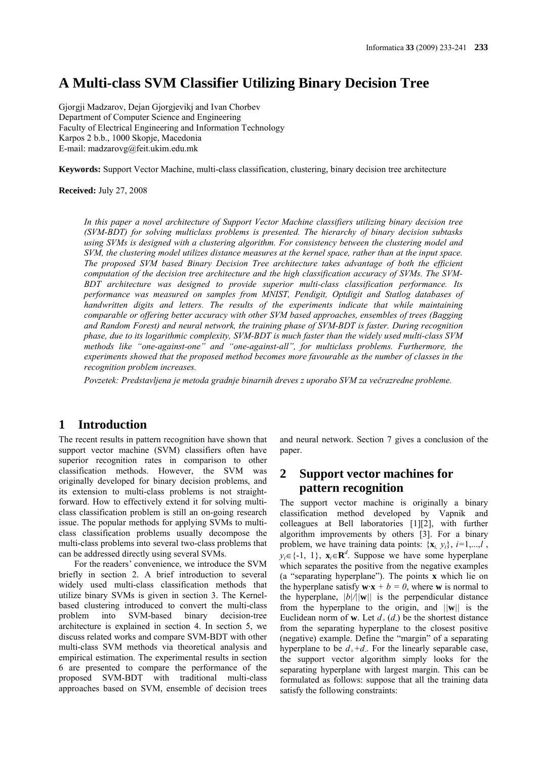# A Multi-class SVM Classifier Utilizing Binary Decision Tree

Gjorgji Madzarov, Dejan Gjorgjevikj and Ivan Chorbev
Department of Computer Science and Engineering
Faculty of Electrical Engineering and Information Technology
Karpos 2 b.b., 1000 Skopje, Macedonia
E-mail: madzarovg@feit.ukim.edu.mk

**Keywords:** Support Vector Machine, multi-class classification, clustering, binary decision tree architecture

**Received:** July 27, 2008

*In this paper a novel architecture of Support Vector Machine classifiers utilizing binary decision tree (SVM-BDT) for solving multiclass problems is presented. The hierarchy of binary decision subtasks using SVMs is designed with a clustering algorithm. For consistency between the clustering model and SVM, the clustering model utilizes distance measures at the kernel space, rather than at the input space. The proposed SVM based Binary Decision Tree architecture takes advantage of both the efficient computation of the decision tree architecture and the high classification accuracy of SVMs. The SVM-BDT architecture was designed to provide superior multi-class classification performance. Its performance was measured on samples from MNIST, Pendigit, Optdigit and Statlog databases of handwritten digits and letters. The results of the experiments indicate that while maintaining comparable or offering better accuracy with other SVM based approaches, ensembles of trees (Bagging and Random Forest) and neural network, the training phase of SVM-BDT is faster. During recognition phase, due to its logarithmic complexity, SVM-BDT is much faster than the widely used multi-class SVM methods like "one-against-one" and "one-against-all", for multiclass problems. Furthermore, the experiments showed that the proposed method becomes more favourable as the number of classes in the recognition problem increases.*

*Povzetek: Predstavljena je metoda gradnje binarnih dreves z uporabo SVM za večrazredne probleme.*

## 1 Introduction

The recent results in pattern recognition have shown that support vector machine (SVM) classifiers often have superior recognition rates in comparison to other classification methods. However, the SVM was originally developed for binary decision problems, and its extension to multi-class problems is not straight-forward. How to effectively extend it for solving multi-class classification problem is still an on-going research issue. The popular methods for applying SVMs to multi-class classification problems usually decompose the multi-class problems into several two-class problems that can be addressed directly using several SVMs.

For the readers' convenience, we introduce the SVM briefly in section 2. A brief introduction to several widely used multi-class classification methods that utilize binary SVMs is given in section 3. The Kernel-based clustering introduced to convert the multi-class problem into SVM-based binary decision-tree architecture is explained in section 4. In section 5, we discuss related works and compare SVM-BDT with other multi-class SVM methods via theoretical analysis and empirical estimation. The experimental results in section 6 are presented to compare the performance of the proposed SVM-BDT with traditional multi-class approaches based on SVM, ensemble of decision trees and neural network. Section 7 gives a conclusion of the paper.

## 2 Support vector machines for pattern recognition

The support vector machine is originally a binary classification method developed by Vapnik and colleagues at Bell laboratories [1][2], with further algorithm improvements by others [3]. For a binary problem, we have training data points: $\{\mathbf{x}_i, y_i\}$, $i=1,...,l$, $y_i \in \{-1, 1\}$, $\mathbf{x}_i \in \mathbf{R}^d$. Suppose we have some hyperplane which separates the positive from the negative examples (a "separating hyperplane"). The points $\mathbf{x}$ which lie on the hyperplane satisfy $\mathbf{w} \cdot \mathbf{x} + b = 0$, where $\mathbf{w}$ is normal to the hyperplane, $|b|/||\mathbf{w}||$ is the perpendicular distance from the hyperplane to the origin, and $||\mathbf{w}||$ is the Euclidean norm of $\mathbf{w}$. Let $d_+$ ($d_-$) be the shortest distance from the separating hyperplane to the closest positive (negative) example. Define the "margin" of a separating hyperplane to be $d_+ + d_-$. For the linearly separable case, the support vector algorithm simply looks for the separating hyperplane with largest margin. This can be formulated as follows: suppose that all the training data satisfy the following constraints: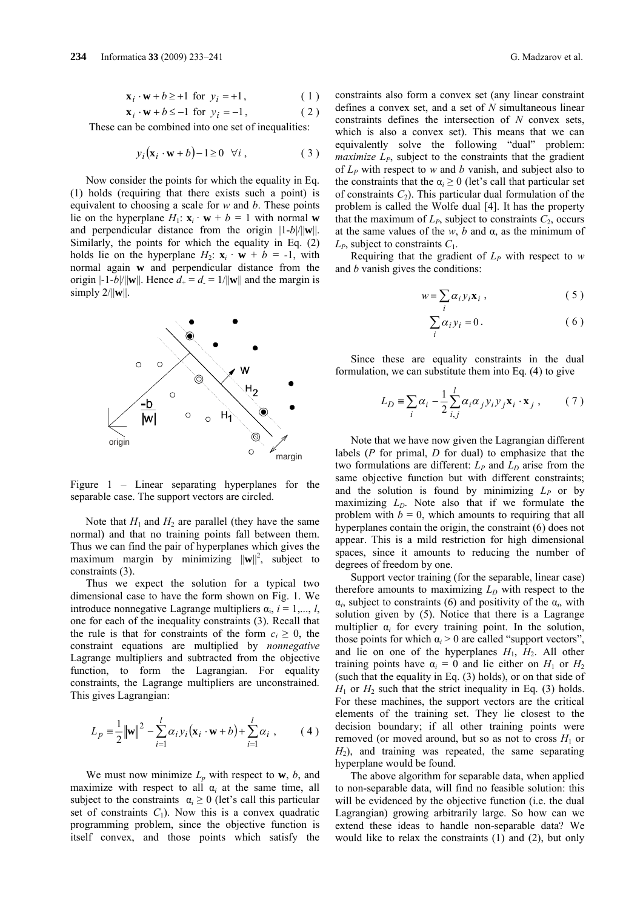$$\mathbf{x}_i \cdot \mathbf{w} + b \geq +1 \text{ for } y_i = +1, \qquad (1)$$

$$\mathbf{x}_i \cdot \mathbf{w} + b \leq -1 \text{ for } y_i = -1, \qquad (2)$$

These can be combined into one set of inequalities:

$$y_i(\mathbf{x}_i \cdot \mathbf{w} + b) - 1 \geq 0 \quad \forall i, \qquad (3)$$

Now consider the points for which the equality in Eq. (1) holds (requiring that there exists such a point) is equivalent to choosing a scale for $w$ and $b$. These points lie on the hyperplane $H_1$: $\mathbf{x}_i \cdot \mathbf{w} + b = 1$ with normal $\mathbf{w}$ and perpendicular distance from the origin $|1-b|/\|\mathbf{w}\|$. Similarly, the points for which the equality in Eq. (2) holds lie on the hyperplane $H_2$: $\mathbf{x}_i \cdot \mathbf{w} + b = -1$, with normal again $\mathbf{w}$ and perpendicular distance from the origin $|-1-b|/\|\mathbf{w}\|$. Hence $d_+ = d_- = 1/\|\mathbf{w}\|$ and the margin is simply $2/\|\mathbf{w}\|$.

Figure 1 – Linear separating hyperplanes for the separable case. The support vectors are circled.

Note that $H_1$ and $H_2$ are parallel (they have the same normal) and that no training points fall between them. Thus we can find the pair of hyperplanes which gives the maximum margin by minimizing $\|\mathbf{w}\|^2$, subject to constraints (3).

Thus we expect the solution for a typical two dimensional case to have the form shown on Fig. 1. We introduce nonnegative Lagrange multipliers $\alpha_i$, $i = 1,..., l$, one for each of the inequality constraints (3). Recall that the rule is that for constraints of the form $c_i \geq 0$, the constraint equations are multiplied by *nonnegative* Lagrange multipliers and subtracted from the objective function, to form the Lagrangian. For equality constraints, the Lagrange multipliers are unconstrained. This gives Lagrangian:

$$L_P \equiv \frac{1}{2}\|\mathbf{w}\|^2 - \sum_{i=1}^{l} \alpha_i y_i (\mathbf{x}_i \cdot \mathbf{w} + b) + \sum_{i=1}^{l} \alpha_i, \qquad (4)$$

We must now minimize $L_p$ with respect to $\mathbf{w}$, $b$, and maximize with respect to all $\alpha_i$ at the same time, all subject to the constraints $\alpha_i \geq 0$ (let's call this particular set of constraints $C_1$). Now this is a convex quadratic programming problem, since the objective function is itself convex, and those points which satisfy the constraints also form a convex set (any linear constraint defines a convex set, and a set of $N$ simultaneous linear constraints defines the intersection of $N$ convex sets, which is also a convex set). This means that we can equivalently solve the following "dual" problem: *maximize* $L_P$, subject to the constraints that the gradient of $L_P$ with respect to $w$ and $b$ vanish, and subject also to the constraints that the $\alpha_i \geq 0$ (let's call that particular set of constraints $C_2$). This particular dual formulation of the problem is called the Wolfe dual [4]. It has the property that the maximum of $L_P$, subject to constraints $C_2$, occurs at the same values of the $w$, $b$ and $\alpha$, as the minimum of $L_P$, subject to constraints $C_1$.

Requiring that the gradient of $L_P$ with respect to $w$ and $b$ vanish gives the conditions:

$$w = \sum_i \alpha_i y_i \mathbf{x}_i, \qquad (5)$$

$$\sum_i \alpha_i y_i = 0. \qquad (6)$$

Since these are equality constraints in the dual formulation, we can substitute them into Eq. (4) to give

$$L_D \equiv \sum_i \alpha_i - \frac{1}{2}\sum_{i,j}^{l} \alpha_i \alpha_j y_i y_j \mathbf{x}_i \cdot \mathbf{x}_j, \qquad (7)$$

Note that we have now given the Lagrangian different labels ($P$ for primal, $D$ for dual) to emphasize that the two formulations are different: $L_P$ and $L_D$ arise from the same objective function but with different constraints; and the solution is found by minimizing $L_P$ or by maximizing $L_D$. Note also that if we formulate the problem with $b = 0$, which amounts to requiring that all hyperplanes contain the origin, the constraint (6) does not appear. This is a mild restriction for high dimensional spaces, since it amounts to reducing the number of degrees of freedom by one.

Support vector training (for the separable, linear case) therefore amounts to maximizing $L_D$ with respect to the $\alpha_i$, subject to constraints (6) and positivity of the $\alpha_i$, with solution given by (5). Notice that there is a Lagrange multiplier $\alpha_i$ for every training point. In the solution, those points for which $\alpha_i > 0$ are called "support vectors", and lie on one of the hyperplanes $H_1$, $H_2$. All other training points have $\alpha_i = 0$ and lie either on $H_1$ or $H_2$ (such that the equality in Eq. (3) holds), or on that side of $H_1$ or $H_2$ such that the strict inequality in Eq. (3) holds. For these machines, the support vectors are the critical elements of the training set. They lie closest to the decision boundary; if all other training points were removed (or moved around, but so as not to cross $H_1$ or $H_2$), and training was repeated, the same separating hyperplane would be found.

The above algorithm for separable data, when applied to non-separable data, will find no feasible solution: this will be evidenced by the objective function (i.e. the dual Lagrangian) growing arbitrarily large. So how can we extend these ideas to handle non-separable data? We would like to relax the constraints (1) and (2), but only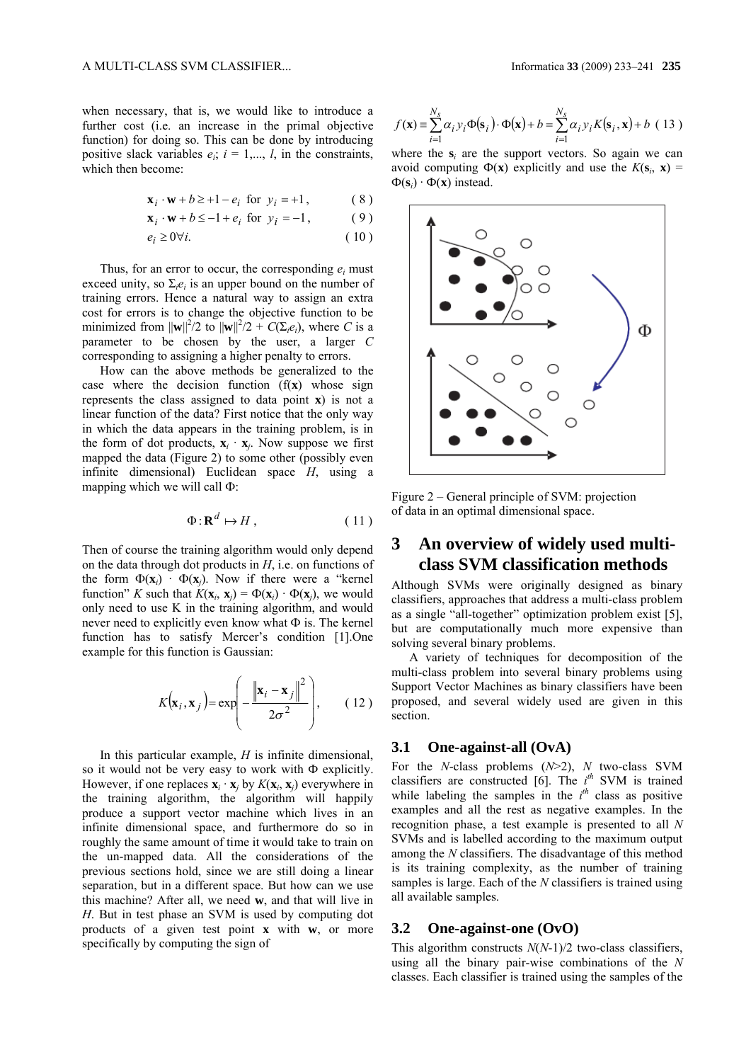when necessary, that is, we would like to introduce a further cost (i.e. an increase in the primal objective function) for doing so. This can be done by introducing positive slack variables $e_i$; $i = 1,..., l$, in the constraints, which then become:

$$\mathbf{x}_i \cdot \mathbf{w} + b \geq +1 - e_i \text{ for } y_i = +1, \quad (8)$$

$$\mathbf{x}_i \cdot \mathbf{w} + b \leq -1 + e_i \text{ for } y_i = -1, \quad (9)$$

$$e_i \geq 0 \forall i. \quad (10)$$

Thus, for an error to occur, the corresponding $e_i$ must exceed unity, so $\Sigma_i e_i$ is an upper bound on the number of training errors. Hence a natural way to assign an extra cost for errors is to change the objective function to be minimized from $\|\mathbf{w}\|^2/2$ to $\|\mathbf{w}\|^2/2 + C(\Sigma_i e_i)$, where $C$ is a parameter to be chosen by the user, a larger $C$ corresponding to assigning a higher penalty to errors.

How can the above methods be generalized to the case where the decision function ($f(\mathbf{x})$ whose sign represents the class assigned to data point $\mathbf{x}$) is not a linear function of the data? First notice that the only way in which the data appears in the training problem, is in the form of dot products, $\mathbf{x}_i \cdot \mathbf{x}_j$. Now suppose we first mapped the data (Figure 2) to some other (possibly even infinite dimensional) Euclidean space $H$, using a mapping which we will call $\Phi$:

$$\Phi : \mathbf{R}^d \mapsto H, \quad (11)$$

Then of course the training algorithm would only depend on the data through dot products in $H$, i.e. on functions of the form $\Phi(\mathbf{x}_i) \cdot \Phi(\mathbf{x}_j)$. Now if there were a "kernel function" $K$ such that $K(\mathbf{x}_i, \mathbf{x}_j) = \Phi(\mathbf{x}_i) \cdot \Phi(\mathbf{x}_j)$, we would only need to use K in the training algorithm, and would never need to explicitly even know what $\Phi$ is. The kernel function has to satisfy Mercer's condition [1].One example for this function is Gaussian:

$$K(\mathbf{x}_i, \mathbf{x}_j) = \exp\left(-\frac{\|\mathbf{x}_i - \mathbf{x}_j\|^2}{2\sigma^2}\right), \quad (12)$$

In this particular example, $H$ is infinite dimensional, so it would not be very easy to work with $\Phi$ explicitly. However, if one replaces $\mathbf{x}_i \cdot \mathbf{x}_j$ by $K(\mathbf{x}_i, \mathbf{x}_j)$ everywhere in the training algorithm, the algorithm will happily produce a support vector machine which lives in an infinite dimensional space, and furthermore do so in roughly the same amount of time it would take to train on the un-mapped data. All the considerations of the previous sections hold, since we are still doing a linear separation, but in a different space. But how can we use this machine? After all, we need $\mathbf{w}$, and that will live in $H$. But in test phase an SVM is used by computing dot products of a given test point $\mathbf{x}$ with $\mathbf{w}$, or more specifically by computing the sign of

$$f(\mathbf{x}) = \sum_{i=1}^{N_s} \alpha_i y_i \Phi(\mathbf{s}_i) \cdot \Phi(\mathbf{x}) + b = \sum_{i=1}^{N_s} \alpha_i y_i K(\mathbf{s}_i, \mathbf{x}) + b \quad (13)$$

where the $\mathbf{s}_i$ are the support vectors. So again we can avoid computing $\Phi(\mathbf{x})$ explicitly and use the $K(\mathbf{s}_i, \mathbf{x}) = \Phi(\mathbf{s}_i) \cdot \Phi(\mathbf{x})$ instead.

Figure 2 – General principle of SVM: projection of data in an optimal dimensional space.

## 3 An overview of widely used multi-class SVM classification methods

Although SVMs were originally designed as binary classifiers, approaches that address a multi-class problem as a single "all-together" optimization problem exist [5], but are computationally much more expensive than solving several binary problems.

A variety of techniques for decomposition of the multi-class problem into several binary problems using Support Vector Machines as binary classifiers have been proposed, and several widely used are given in this section.

### 3.1 One-against-all (OvA)

For the $N$-class problems ($N$>2), $N$ two-class SVM classifiers are constructed [6]. The $i^{th}$ SVM is trained while labeling the samples in the $i^{th}$ class as positive examples and all the rest as negative examples. In the recognition phase, a test example is presented to all $N$ SVMs and is labelled according to the maximum output among the $N$ classifiers. The disadvantage of this method is its training complexity, as the number of training samples is large. Each of the $N$ classifiers is trained using all available samples.

### 3.2 One-against-one (OvO)

This algorithm constructs $N(N-1)/2$ two-class classifiers, using all the binary pair-wise combinations of the $N$ classes. Each classifier is trained using the samples of the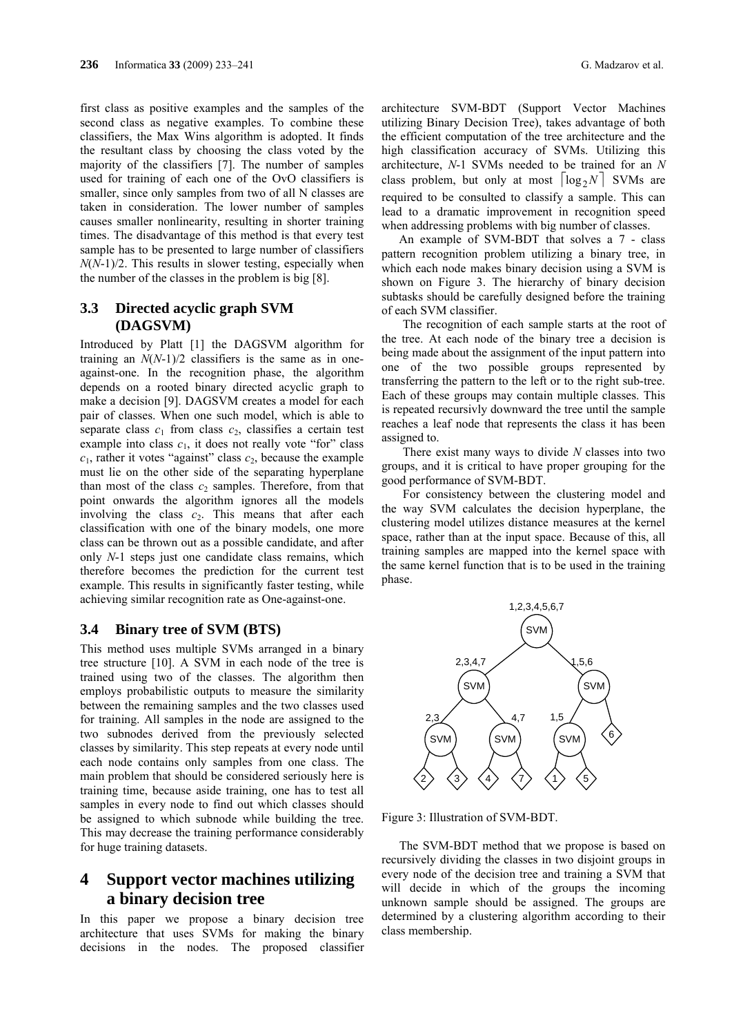first class as positive examples and the samples of the second class as negative examples. To combine these classifiers, the Max Wins algorithm is adopted. It finds the resultant class by choosing the class voted by the majority of the classifiers [7]. The number of samples used for training of each one of the OvO classifiers is smaller, since only samples from two of all N classes are taken in consideration. The lower number of samples causes smaller nonlinearity, resulting in shorter training times. The disadvantage of this method is that every test sample has to be presented to large number of classifiers $N(N-1)/2$. This results in slower testing, especially when the number of the classes in the problem is big [8].

## 3.3 Directed acyclic graph SVM (DAGSVM)

Introduced by Platt [1] the DAGSVM algorithm for training an $N(N-1)/2$ classifiers is the same as in one-against-one. In the recognition phase, the algorithm depends on a rooted binary directed acyclic graph to make a decision [9]. DAGSVM creates a model for each pair of classes. When one such model, which is able to separate class $c_1$ from class $c_2$, classifies a certain test example into class $c_1$, it does not really vote "for" class $c_1$, rather it votes "against" class $c_2$, because the example must lie on the other side of the separating hyperplane than most of the class $c_2$ samples. Therefore, from that point onwards the algorithm ignores all the models involving the class $c_2$. This means that after each classification with one of the binary models, one more class can be thrown out as a possible candidate, and after only $N$-1 steps just one candidate class remains, which therefore becomes the prediction for the current test example. This results in significantly faster testing, while achieving similar recognition rate as One-against-one.

## 3.4 Binary tree of SVM (BTS)

This method uses multiple SVMs arranged in a binary tree structure [10]. A SVM in each node of the tree is trained using two of the classes. The algorithm then employs probabilistic outputs to measure the similarity between the remaining samples and the two classes used for training. All samples in the node are assigned to the two subnodes derived from the previously selected classes by similarity. This step repeats at every node until each node contains only samples from one class. The main problem that should be considered seriously here is training time, because aside training, one has to test all samples in every node to find out which classes should be assigned to which subnode while building the tree. This may decrease the training performance considerably for huge training datasets.

# 4 Support vector machines utilizing a binary decision tree

In this paper we propose a binary decision tree architecture that uses SVMs for making the binary decisions in the nodes. The proposed classifier architecture SVM-BDT (Support Vector Machines utilizing Binary Decision Tree), takes advantage of both the efficient computation of the tree architecture and the high classification accuracy of SVMs. Utilizing this architecture, $N$-1 SVMs needed to be trained for an $N$ class problem, but only at most $\lceil \log_2 N \rceil$ SVMs are required to be consulted to classify a sample. This can lead to a dramatic improvement in recognition speed when addressing problems with big number of classes.

An example of SVM-BDT that solves a 7 - class pattern recognition problem utilizing a binary tree, in which each node makes binary decision using a SVM is shown on Figure 3. The hierarchy of binary decision subtasks should be carefully designed before the training of each SVM classifier.

The recognition of each sample starts at the root of the tree. At each node of the binary tree a decision is being made about the assignment of the input pattern into one of the two possible groups represented by transferring the pattern to the left or to the right sub-tree. Each of these groups may contain multiple classes. This is repeated recursivly downward the tree until the sample reaches a leaf node that represents the class it has been assigned to.

There exist many ways to divide $N$ classes into two groups, and it is critical to have proper grouping for the good performance of SVM-BDT.

For consistency between the clustering model and the way SVM calculates the decision hyperplane, the clustering model utilizes distance measures at the kernel space, rather than at the input space. Because of this, all training samples are mapped into the kernel space with the same kernel function that is to be used in the training phase.

Figure 3: Illustration of SVM-BDT.

The SVM-BDT method that we propose is based on recursively dividing the classes in two disjoint groups in every node of the decision tree and training a SVM that will decide in which of the groups the incoming unknown sample should be assigned. The groups are determined by a clustering algorithm according to their class membership.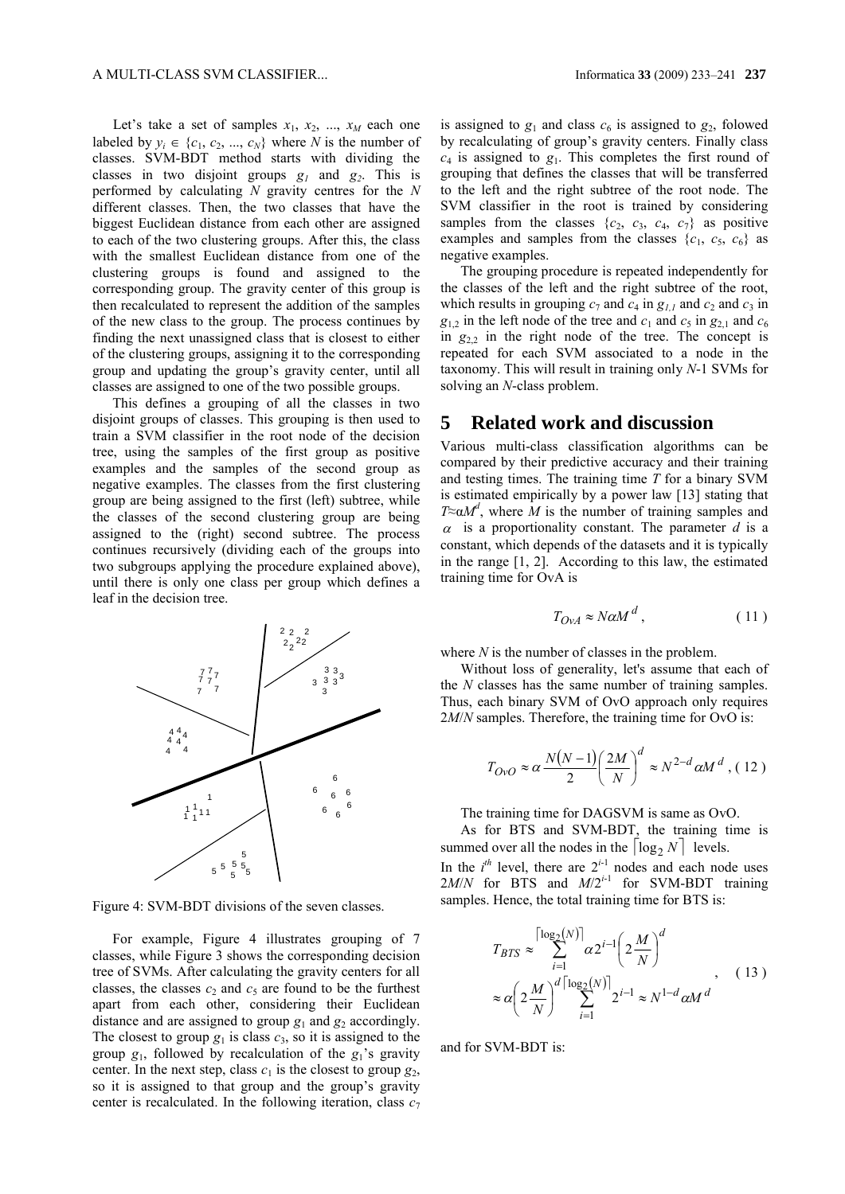Let's take a set of samples $x_1$, $x_2$, ..., $x_M$ each one labeled by $y_i \in \{c_1, c_2, ..., c_N\}$ where $N$ is the number of classes. SVM-BDT method starts with dividing the classes in two disjoint groups $g_1$ and $g_2$. This is performed by calculating $N$ gravity centres for the $N$ different classes. Then, the two classes that have the biggest Euclidean distance from each other are assigned to each of the two clustering groups. After this, the class with the smallest Euclidean distance from one of the clustering groups is found and assigned to the corresponding group. The gravity center of this group is then recalculated to represent the addition of the samples of the new class to the group. The process continues by finding the next unassigned class that is closest to either of the clustering groups, assigning it to the corresponding group and updating the group's gravity center, until all classes are assigned to one of the two possible groups.

This defines a grouping of all the classes in two disjoint groups of classes. This grouping is then used to train a SVM classifier in the root node of the decision tree, using the samples of the first group as positive examples and the samples of the second group as negative examples. The classes from the first clustering group are being assigned to the first (left) subtree, while the classes of the second clustering group are being assigned to the (right) second subtree. The process continues recursively (dividing each of the groups into two subgroups applying the procedure explained above), until there is only one class per group which defines a leaf in the decision tree.

Figure 4: SVM-BDT divisions of the seven classes.

For example, Figure 4 illustrates grouping of 7 classes, while Figure 3 shows the corresponding decision tree of SVMs. After calculating the gravity centers for all classes, the classes $c_2$ and $c_5$ are found to be the furthest apart from each other, considering their Euclidean distance and are assigned to group $g_1$ and $g_2$ accordingly. The closest to group $g_1$ is class $c_3$, so it is assigned to the group $g_1$, followed by recalculation of the $g_1$'s gravity center. In the next step, class $c_1$ is the closest to group $g_2$, so it is assigned to that group and the group's gravity center is recalculated. In the following iteration, class $c_7$ is assigned to $g_1$ and class $c_6$ is assigned to $g_2$, folowed by recalculating of group's gravity centers. Finally class $c_4$ is assigned to $g_1$. This completes the first round of grouping that defines the classes that will be transferred to the left and the right subtree of the root node. The SVM classifier in the root is trained by considering samples from the classes $\{c_2, c_3, c_4, c_7\}$ as positive examples and samples from the classes $\{c_1, c_5, c_6\}$ as negative examples.

The grouping procedure is repeated independently for the classes of the left and the right subtree of the root, which results in grouping $c_7$ and $c_4$ in $g_{1,1}$ and $c_2$ and $c_3$ in $g_{1,2}$ in the left node of the tree and $c_1$ and $c_5$ in $g_{2,1}$ and $c_6$ in $g_{2,2}$ in the right node of the tree. The concept is repeated for each SVM associated to a node in the taxonomy. This will result in training only $N$-1 SVMs for solving an $N$-class problem.

## 5 Related work and discussion

Various multi-class classification algorithms can be compared by their predictive accuracy and their training and testing times. The training time $T$ for a binary SVM is estimated empirically by a power law [13] stating that $T \approx \alpha M^d$, where $M$ is the number of training samples and $\alpha$ is a proportionality constant. The parameter $d$ is a constant, which depends of the datasets and it is typically in the range [1, 2]. According to this law, the estimated training time for OvA is

$$T_{OvA} \approx N\alpha M^d, \qquad (11)$$

where $N$ is the number of classes in the problem.

Without loss of generality, let's assume that each of the $N$ classes has the same number of training samples. Thus, each binary SVM of OvO approach only requires $2M/N$ samples. Therefore, the training time for OvO is:

$$T_{OvO} \approx \alpha \frac{N(N-1)}{2}\left(\frac{2M}{N}\right)^d \approx N^{2-d}\alpha M^d, \qquad (12)$$

The training time for DAGSVM is same as OvO.

As for BTS and SVM-BDT, the training time is summed over all the nodes in the $\lceil \log_2 N \rceil$ levels. In the $i^{th}$ level, there are $2^{i-1}$ nodes and each node uses $2M/N$ for BTS and $M/2^{i-1}$ for SVM-BDT training samples. Hence, the total training time for BTS is:

$$\begin{aligned} T_{BTS} &\approx \sum_{i=1}^{\lceil \log_2(N) \rceil} \alpha 2^{i-1}\left(2\frac{M}{N}\right)^d \\ &\approx \alpha\left(2\frac{M}{N}\right)^d \sum_{i=1}^{\lceil \log_2(N) \rceil} 2^{i-1} \approx N^{1-d}\alpha M^d \end{aligned}, \qquad (13)$$

and for SVM-BDT is: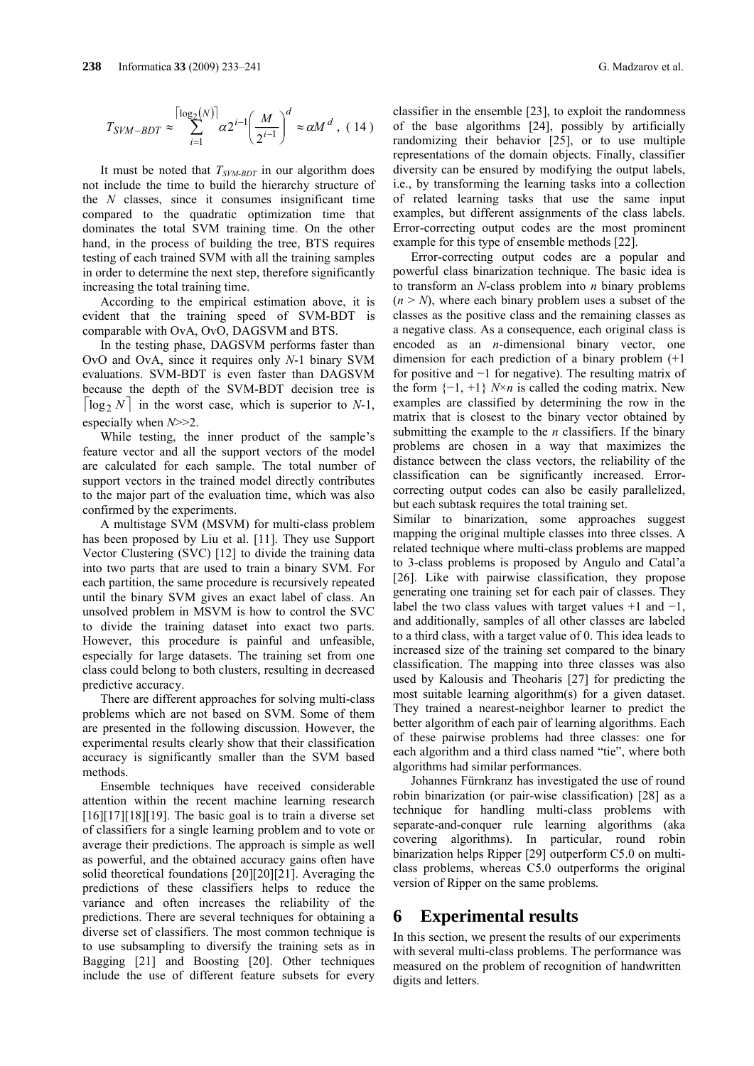$$T_{SVM-BDT} \approx \sum_{i=1}^{\lceil \log_2(N) \rceil} \alpha 2^{i-1} \left( \frac{M}{2^{i-1}} \right)^d \approx \alpha M^d \text{ , } (14)$$

It must be noted that $T_{SVM-BDT}$ in our algorithm does not include the time to build the hierarchy structure of the $N$ classes, since it consumes insignificant time compared to the quadratic optimization time that dominates the total SVM training time. On the other hand, in the process of building the tree, BTS requires testing of each trained SVM with all the training samples in order to determine the next step, therefore significantly increasing the total training time.

According to the empirical estimation above, it is evident that the training speed of SVM-BDT is comparable with OvA, OvO, DAGSVM and BTS.

In the testing phase, DAGSVM performs faster than OvO and OvA, since it requires only $N$-1 binary SVM evaluations. SVM-BDT is even faster than DAGSVM because the depth of the SVM-BDT decision tree is $\lceil \log_2 N \rceil$ in the worst case, which is superior to $N$-1, especially when $N$>>2.

While testing, the inner product of the sample's feature vector and all the support vectors of the model are calculated for each sample. The total number of support vectors in the trained model directly contributes to the major part of the evaluation time, which was also confirmed by the experiments.

A multistage SVM (MSVM) for multi-class problem has been proposed by Liu et al. [11]. They use Support Vector Clustering (SVC) [12] to divide the training data into two parts that are used to train a binary SVM. For each partition, the same procedure is recursively repeated until the binary SVM gives an exact label of class. An unsolved problem in MSVM is how to control the SVC to divide the training dataset into exact two parts. However, this procedure is painful and unfeasible, especially for large datasets. The training set from one class could belong to both clusters, resulting in decreased predictive accuracy.

There are different approaches for solving multi-class problems which are not based on SVM. Some of them are presented in the following discussion. However, the experimental results clearly show that their classification accuracy is significantly smaller than the SVM based methods.

Ensemble techniques have received considerable attention within the recent machine learning research [16][17][18][19]. The basic goal is to train a diverse set of classifiers for a single learning problem and to vote or average their predictions. The approach is simple as well as powerful, and the obtained accuracy gains often have solid theoretical foundations [20][20][21]. Averaging the predictions of these classifiers helps to reduce the variance and often increases the reliability of the predictions. There are several techniques for obtaining a diverse set of classifiers. The most common technique is to use subsampling to diversify the training sets as in Bagging [21] and Boosting [20]. Other techniques include the use of different feature subsets for every classifier in the ensemble [23], to exploit the randomness of the base algorithms [24], possibly by artificially randomizing their behavior [25], or to use multiple representations of the domain objects. Finally, classifier diversity can be ensured by modifying the output labels, i.e., by transforming the learning tasks into a collection of related learning tasks that use the same input examples, but different assignments of the class labels. Error-correcting output codes are the most prominent example for this type of ensemble methods [22].

Error-correcting output codes are a popular and powerful class binarization technique. The basic idea is to transform an $N$-class problem into $n$ binary problems ($n > N$), where each binary problem uses a subset of the classes as the positive class and the remaining classes as a negative class. As a consequence, each original class is encoded as an $n$-dimensional binary vector, one dimension for each prediction of a binary problem (+1 for positive and −1 for negative). The resulting matrix of the form $\{-1, +1\}$ $N\times n$ is called the coding matrix. New examples are classified by determining the row in the matrix that is closest to the binary vector obtained by submitting the example to the $n$ classifiers. If the binary problems are chosen in a way that maximizes the distance between the class vectors, the reliability of the classification can be significantly increased. Error-correcting output codes can also be easily parallelized, but each subtask requires the total training set.

Similar to binarization, some approaches suggest mapping the original multiple classes into three clsses. A related technique where multi-class problems are mapped to 3-class problems is proposed by Angulo and Catal'a [26]. Like with pairwise classification, they propose generating one training set for each pair of classes. They label the two class values with target values +1 and −1, and additionally, samples of all other classes are labeled to a third class, with a target value of 0. This idea leads to increased size of the training set compared to the binary classification. The mapping into three classes was also used by Kalousis and Theoharis [27] for predicting the most suitable learning algorithm(s) for a given dataset. They trained a nearest-neighbor learner to predict the better algorithm of each pair of learning algorithms. Each of these pairwise problems had three classes: one for each algorithm and a third class named "tie", where both algorithms had similar performances.

Johannes Fürnkranz has investigated the use of round robin binarization (or pair-wise classification) [28] as a technique for handling multi-class problems with separate-and-conquer rule learning algorithms (aka covering algorithms). In particular, round robin binarization helps Ripper [29] outperform C5.0 on multi-class problems, whereas C5.0 outperforms the original version of Ripper on the same problems.

# 6 Experimental results

In this section, we present the results of our experiments with several multi-class problems. The performance was measured on the problem of recognition of handwritten digits and letters.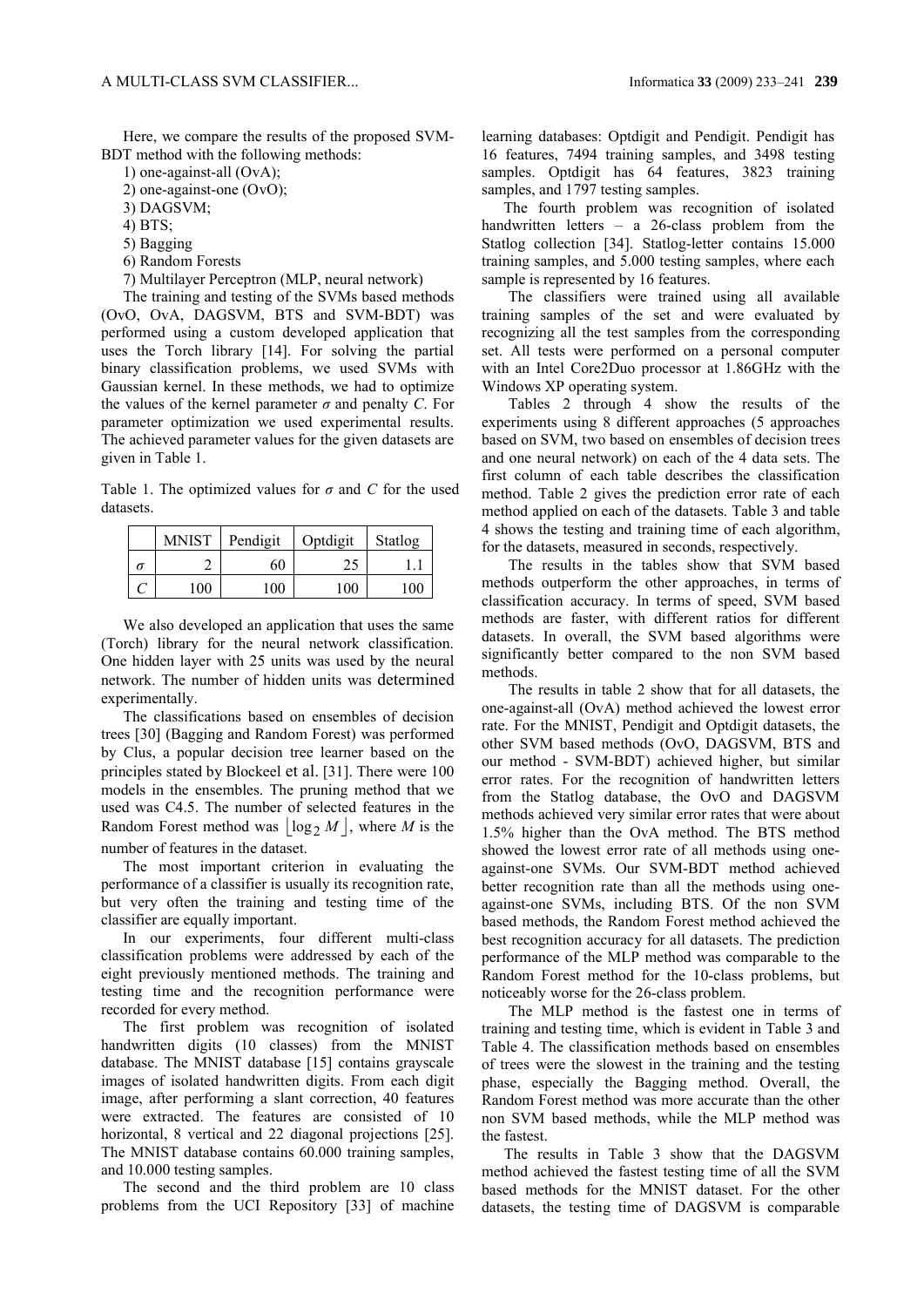Here, we compare the results of the proposed SVM-BDT method with the following methods:

1) one-against-all (OvA);
2) one-against-one (OvO);
3) DAGSVM;
4) BTS;
5) Bagging
6) Random Forests
7) Multilayer Perceptron (MLP, neural network)

The training and testing of the SVMs based methods (OvO, OvA, DAGSVM, BTS and SVM-BDT) was performed using a custom developed application that uses the Torch library [14]. For solving the partial binary classification problems, we used SVMs with Gaussian kernel. In these methods, we had to optimize the values of the kernel parameter $\sigma$ and penalty $C$. For parameter optimization we used experimental results. The achieved parameter values for the given datasets are given in Table 1.

Table 1. The optimized values for $\sigma$ and $C$ for the used datasets.

| | MNIST | Pendigit | Optdigit | Statlog |
|---|---|---|---|---|
| $\sigma$ | 2 | 60 | 25 | 1.1 |
| $C$ | 100 | 100 | 100 | 100 |

We also developed an application that uses the same (Torch) library for the neural network classification. One hidden layer with 25 units was used by the neural network. The number of hidden units was determined experimentally.

The classifications based on ensembles of decision trees [30] (Bagging and Random Forest) was performed by Clus, a popular decision tree learner based on the principles stated by Blockeel et al. [31]. There were 100 models in the ensembles. The pruning method that we used was C4.5. The number of selected features in the Random Forest method was $\lfloor \log_2 M \rfloor$, where $M$ is the number of features in the dataset.

The most important criterion in evaluating the performance of a classifier is usually its recognition rate, but very often the training and testing time of the classifier are equally important.

In our experiments, four different multi-class classification problems were addressed by each of the eight previously mentioned methods. The training and testing time and the recognition performance were recorded for every method.

The first problem was recognition of isolated handwritten digits (10 classes) from the MNIST database. The MNIST database [15] contains grayscale images of isolated handwritten digits. From each digit image, after performing a slant correction, 40 features were extracted. The features are consisted of 10 horizontal, 8 vertical and 22 diagonal projections [25]. The MNIST database contains 60.000 training samples, and 10.000 testing samples.

The second and the third problem are 10 class problems from the UCI Repository [33] of machine learning databases: Optdigit and Pendigit. Pendigit has 16 features, 7494 training samples, and 3498 testing samples. Optdigit has 64 features, 3823 training samples, and 1797 testing samples.

The fourth problem was recognition of isolated handwritten letters – a 26-class problem from the Statlog collection [34]. Statlog-letter contains 15.000 training samples, and 5.000 testing samples, where each sample is represented by 16 features.

The classifiers were trained using all available training samples of the set and were evaluated by recognizing all the test samples from the corresponding set. All tests were performed on a personal computer with an Intel Core2Duo processor at 1.86GHz with the Windows XP operating system.

Tables 2 through 4 show the results of the experiments using 8 different approaches (5 approaches based on SVM, two based on ensembles of decision trees and one neural network) on each of the 4 data sets. The first column of each table describes the classification method. Table 2 gives the prediction error rate of each method applied on each of the datasets. Table 3 and table 4 shows the testing and training time of each algorithm, for the datasets, measured in seconds, respectively.

The results in the tables show that SVM based methods outperform the other approaches, in terms of classification accuracy. In terms of speed, SVM based methods are faster, with different ratios for different datasets. In overall, the SVM based algorithms were significantly better compared to the non SVM based methods.

The results in table 2 show that for all datasets, the one-against-all (OvA) method achieved the lowest error rate. For the MNIST, Pendigit and Optdigit datasets, the other SVM based methods (OvO, DAGSVM, BTS and our method - SVM-BDT) achieved higher, but similar error rates. For the recognition of handwritten letters from the Statlog database, the OvO and DAGSVM methods achieved very similar error rates that were about 1.5% higher than the OvA method. The BTS method showed the lowest error rate of all methods using one-against-one SVMs. Our SVM-BDT method achieved better recognition rate than all the methods using one-against-one SVMs, including BTS. Of the non SVM based methods, the Random Forest method achieved the best recognition accuracy for all datasets. The prediction performance of the MLP method was comparable to the Random Forest method for the 10-class problems, but noticeably worse for the 26-class problem.

The MLP method is the fastest one in terms of training and testing time, which is evident in Table 3 and Table 4. The classification methods based on ensembles of trees were the slowest in the training and the testing phase, especially the Bagging method. Overall, the Random Forest method was more accurate than the other non SVM based methods, while the MLP method was the fastest.

The results in Table 3 show that the DAGSVM method achieved the fastest testing time of all the SVM based methods for the MNIST dataset. For the other datasets, the testing time of DAGSVM is comparable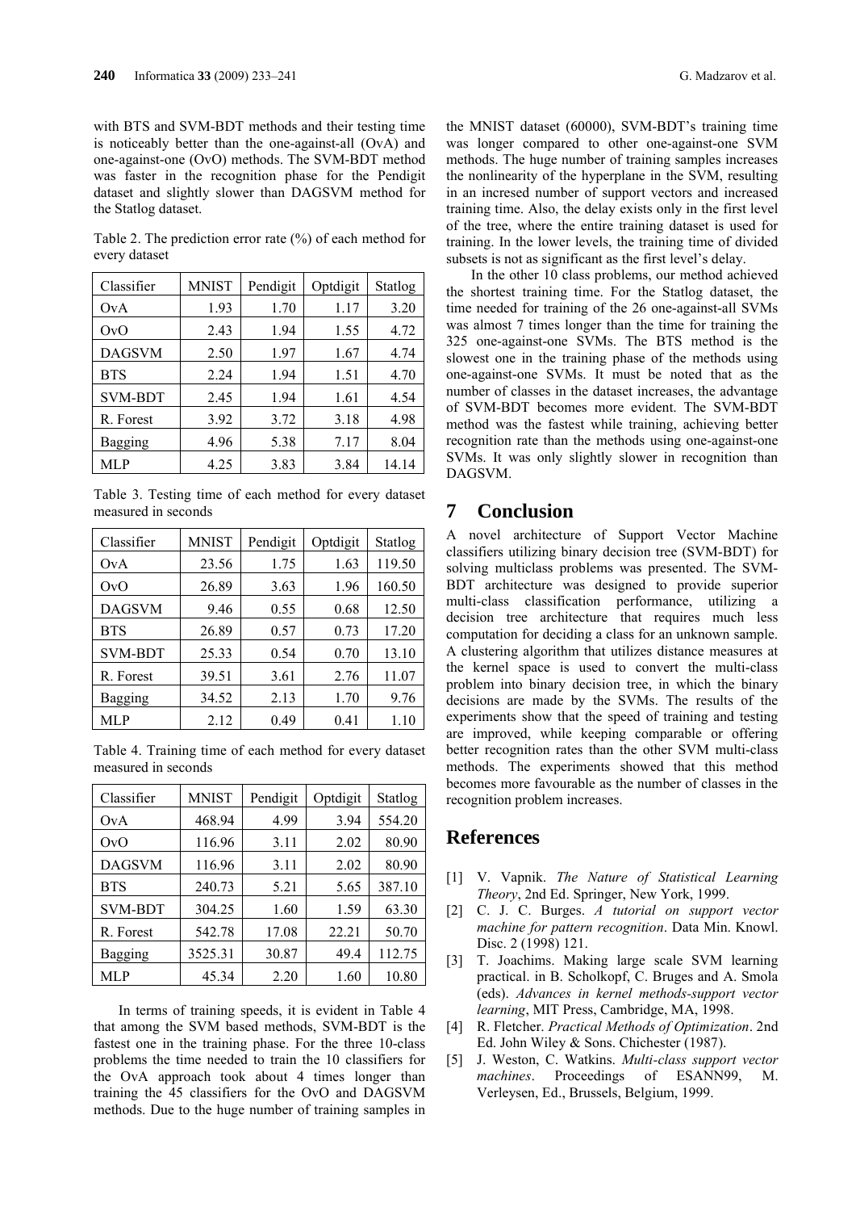with BTS and SVM-BDT methods and their testing time is noticeably better than the one-against-all (OvA) and one-against-one (OvO) methods. The SVM-BDT method was faster in the recognition phase for the Pendigit dataset and slightly slower than DAGSVM method for the Statlog dataset.

Table 2. The prediction error rate (%) of each method for every dataset

| Classifier | MNIST | Pendigit | Optdigit | Statlog |
|---|---|---|---|---|
| OvA | 1.93 | 1.70 | 1.17 | 3.20 |
| OvO | 2.43 | 1.94 | 1.55 | 4.72 |
| DAGSVM | 2.50 | 1.97 | 1.67 | 4.74 |
| BTS | 2.24 | 1.94 | 1.51 | 4.70 |
| SVM-BDT | 2.45 | 1.94 | 1.61 | 4.54 |
| R. Forest | 3.92 | 3.72 | 3.18 | 4.98 |
| Bagging | 4.96 | 5.38 | 7.17 | 8.04 |
| MLP | 4.25 | 3.83 | 3.84 | 14.14 |

Table 3. Testing time of each method for every dataset measured in seconds

| Classifier | MNIST | Pendigit | Optdigit | Statlog |
|---|---|---|---|---|
| OvA | 23.56 | 1.75 | 1.63 | 119.50 |
| OvO | 26.89 | 3.63 | 1.96 | 160.50 |
| DAGSVM | 9.46 | 0.55 | 0.68 | 12.50 |
| BTS | 26.89 | 0.57 | 0.73 | 17.20 |
| SVM-BDT | 25.33 | 0.54 | 0.70 | 13.10 |
| R. Forest | 39.51 | 3.61 | 2.76 | 11.07 |
| Bagging | 34.52 | 2.13 | 1.70 | 9.76 |
| MLP | 2.12 | 0.49 | 0.41 | 1.10 |

Table 4. Training time of each method for every dataset measured in seconds

| Classifier | MNIST | Pendigit | Optdigit | Statlog |
|---|---|---|---|---|
| OvA | 468.94 | 4.99 | 3.94 | 554.20 |
| OvO | 116.96 | 3.11 | 2.02 | 80.90 |
| DAGSVM | 116.96 | 3.11 | 2.02 | 80.90 |
| BTS | 240.73 | 5.21 | 5.65 | 387.10 |
| SVM-BDT | 304.25 | 1.60 | 1.59 | 63.30 |
| R. Forest | 542.78 | 17.08 | 22.21 | 50.70 |
| Bagging | 3525.31 | 30.87 | 49.4 | 112.75 |
| MLP | 45.34 | 2.20 | 1.60 | 10.80 |

In terms of training speeds, it is evident in Table 4 that among the SVM based methods, SVM-BDT is the fastest one in the training phase. For the three 10-class problems the time needed to train the 10 classifiers for the OvA approach took about 4 times longer than training the 45 classifiers for the OvO and DAGSVM methods. Due to the huge number of training samples in the MNIST dataset (60000), SVM-BDT's training time was longer compared to other one-against-one SVM methods. The huge number of training samples increases the nonlinearity of the hyperplane in the SVM, resulting in an incresed number of support vectors and increased training time. Also, the delay exists only in the first level of the tree, where the entire training dataset is used for training. In the lower levels, the training time of divided subsets is not as significant as the first level's delay.

In the other 10 class problems, our method achieved the shortest training time. For the Statlog dataset, the time needed for training of the 26 one-against-all SVMs was almost 7 times longer than the time for training the 325 one-against-one SVMs. The BTS method is the slowest one in the training phase of the methods using one-against-one SVMs. It must be noted that as the number of classes in the dataset increases, the advantage of SVM-BDT becomes more evident. The SVM-BDT method was the fastest while training, achieving better recognition rate than the methods using one-against-one SVMs. It was only slightly slower in recognition than DAGSVM.

# 7 Conclusion

A novel architecture of Support Vector Machine classifiers utilizing binary decision tree (SVM-BDT) for solving multiclass problems was presented. The SVM-BDT architecture was designed to provide superior multi-class classification performance, utilizing a decision tree architecture that requires much less computation for deciding a class for an unknown sample. A clustering algorithm that utilizes distance measures at the kernel space is used to convert the multi-class problem into binary decision tree, in which the binary decisions are made by the SVMs. The results of the experiments show that the speed of training and testing are improved, while keeping comparable or offering better recognition rates than the other SVM multi-class methods. The experiments showed that this method becomes more favourable as the number of classes in the recognition problem increases.

# References

[1] V. Vapnik. *The Nature of Statistical Learning Theory*, 2nd Ed. Springer, New York, 1999.

[2] C. J. C. Burges. *A tutorial on support vector machine for pattern recognition*. Data Min. Knowl. Disc. 2 (1998) 121.

[3] T. Joachims. Making large scale SVM learning practical. in B. Scholkopf, C. Bruges and A. Smola (eds). *Advances in kernel methods-support vector learning*, MIT Press, Cambridge, MA, 1998.

[4] R. Fletcher. *Practical Methods of Optimization*. 2nd Ed. John Wiley & Sons. Chichester (1987).

[5] J. Weston, C. Watkins. *Multi-class support vector machines*. Proceedings of ESANN99, M. Verleysen, Ed., Brussels, Belgium, 1999.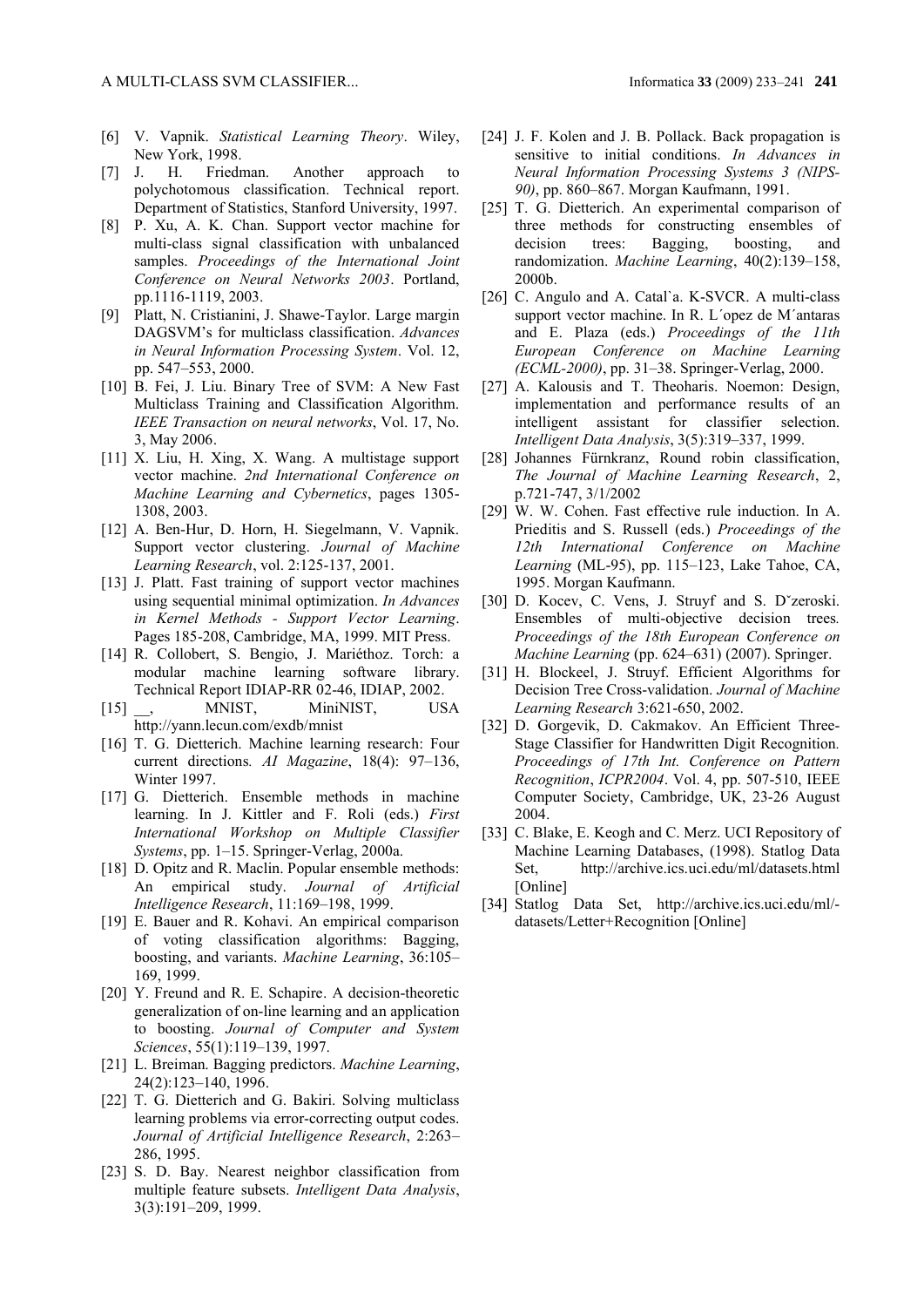[6] V. Vapnik. *Statistical Learning Theory*. Wiley, New York, 1998.

[7] J. H. Friedman. Another approach to polychotomous classification. Technical report. Department of Statistics, Stanford University, 1997.

[8] P. Xu, A. K. Chan. Support vector machine for multi-class signal classification with unbalanced samples. *Proceedings of the International Joint Conference on Neural Networks 2003*. Portland, pp.1116-1119, 2003.

[9] Platt, N. Cristianini, J. Shawe-Taylor. Large margin DAGSVM's for multiclass classification. *Advances in Neural Information Processing System*. Vol. 12, pp. 547–553, 2000.

[10] B. Fei, J. Liu. Binary Tree of SVM: A New Fast Multiclass Training and Classification Algorithm. *IEEE Transaction on neural networks*, Vol. 17, No. 3, May 2006.

[11] X. Liu, H. Xing, X. Wang. A multistage support vector machine. *2nd International Conference on Machine Learning and Cybernetics*, pages 1305-1308, 2003.

[12] A. Ben-Hur, D. Horn, H. Siegelmann, V. Vapnik. Support vector clustering. *Journal of Machine Learning Research*, vol. 2:125-137, 2001.

[13] J. Platt. Fast training of support vector machines using sequential minimal optimization. *In Advances in Kernel Methods - Support Vector Learning*. Pages 185-208, Cambridge, MA, 1999. MIT Press.

[14] R. Collobert, S. Bengio, J. Mariéthoz. Torch: a modular machine learning software library. Technical Report IDIAP-RR 02-46, IDIAP, 2002.

[15] __, MNIST, MiniNIST, USA http://yann.lecun.com/exdb/mnist

[16] T. G. Dietterich. Machine learning research: Four current directions*. AI Magazine*, 18(4): 97–136, Winter 1997.

[17] G. Dietterich. Ensemble methods in machine learning. In J. Kittler and F. Roli (eds.) *First International Workshop on Multiple Classifier Systems*, pp. 1–15. Springer-Verlag, 2000a.

[18] D. Opitz and R. Maclin. Popular ensemble methods: An empirical study. *Journal of Artificial Intelligence Research*, 11:169–198, 1999.

[19] E. Bauer and R. Kohavi. An empirical comparison of voting classification algorithms: Bagging, boosting, and variants. *Machine Learning*, 36:105–169, 1999.

[20] Y. Freund and R. E. Schapire. A decision-theoretic generalization of on-line learning and an application to boosting. *Journal of Computer and System Sciences*, 55(1):119–139, 1997.

[21] L. Breiman. Bagging predictors. *Machine Learning*, 24(2):123–140, 1996.

[22] T. G. Dietterich and G. Bakiri. Solving multiclass learning problems via error-correcting output codes. *Journal of Artificial Intelligence Research*, 2:263–286, 1995.

[23] S. D. Bay. Nearest neighbor classification from multiple feature subsets. *Intelligent Data Analysis*, 3(3):191–209, 1999.

[24] J. F. Kolen and J. B. Pollack. Back propagation is sensitive to initial conditions. *In Advances in Neural Information Processing Systems 3 (NIPS-90)*, pp. 860–867. Morgan Kaufmann, 1991.

[25] T. G. Dietterich. An experimental comparison of three methods for constructing ensembles of decision trees: Bagging, boosting, and randomization. *Machine Learning*, 40(2):139–158, 2000b.

[26] C. Angulo and A. Catal`a. K-SVCR. A multi-class support vector machine. In R. L´opez de M´antaras and E. Plaza (eds.) *Proceedings of the 11th European Conference on Machine Learning (ECML-2000)*, pp. 31–38. Springer-Verlag, 2000.

[27] A. Kalousis and T. Theoharis. Noemon: Design, implementation and performance results of an intelligent assistant for classifier selection. *Intelligent Data Analysis*, 3(5):319–337, 1999.

[28] Johannes Fürnkranz, Round robin classification, *The Journal of Machine Learning Research*, 2, p.721-747, 3/1/2002

[29] W. W. Cohen. Fast effective rule induction. In A. Prieditis and S. Russell (eds.) *Proceedings of the 12th International Conference on Machine Learning* (ML-95), pp. 115–123, Lake Tahoe, CA, 1995. Morgan Kaufmann.

[30] D. Kocev, C. Vens, J. Struyf and S. Dˇzeroski. Ensembles of multi-objective decision trees*. Proceedings of the 18th European Conference on Machine Learning* (pp. 624–631) (2007). Springer.

[31] H. Blockeel, J. Struyf. Efficient Algorithms for Decision Tree Cross-validation. *Journal of Machine Learning Research* 3:621-650, 2002.

[32] D. Gorgevik, D. Cakmakov. An Efficient Three-Stage Classifier for Handwritten Digit Recognition*. Proceedings of 17th Int. Conference on Pattern Recognition*, *ICPR2004*. Vol. 4, pp. 507-510, IEEE Computer Society, Cambridge, UK, 23-26 August 2004.

[33] C. Blake, E. Keogh and C. Merz. UCI Repository of Machine Learning Databases, (1998). Statlog Data Set, http://archive.ics.uci.edu/ml/datasets.html [Online]

[34] Statlog Data Set, http://archive.ics.uci.edu/ml/-datasets/Letter+Recognition [Online]